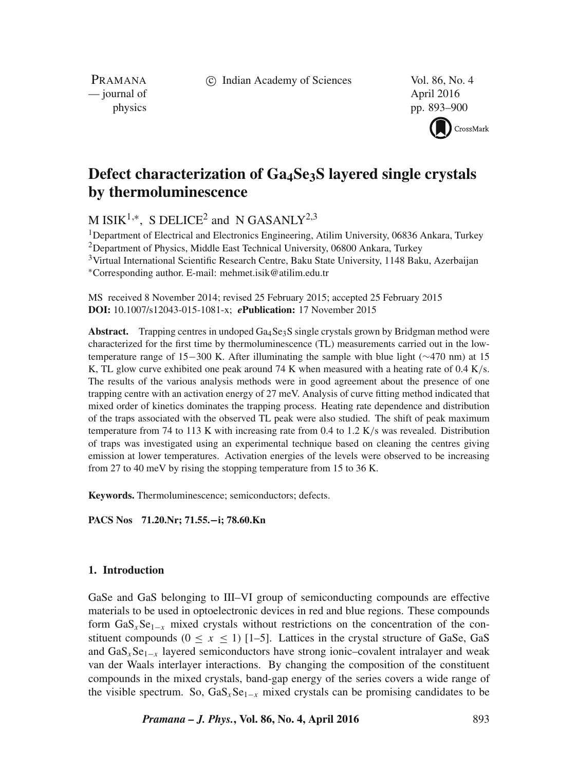# Defect characterization of $Ga_4Se_3S$ layered single crystals by thermoluminescence

M ISIK[1,*], S DELICE[2] and N GASANLY[2,3]

[1]Department of Electrical and Electronics Engineering, Atilim University, 06836 Ankara, Turkey
[2]Department of Physics, Middle East Technical University, 06800 Ankara, Turkey
[3]Virtual International Scientific Research Centre, Baku State University, 1148 Baku, Azerbaijan
[*]Corresponding author. E-mail: mehmet.isik@atilim.edu.tr

MS received 8 November 2014; revised 25 February 2015; accepted 25 February 2015
**DOI:** 10.1007/s12043-015-1081-x; ***e*Publication:** 17 November 2015

**Abstract.** Trapping centres in undoped $Ga_4Se_3S$ single crystals grown by Bridgman method were characterized for the first time by thermoluminescence (TL) measurements carried out in the low-temperature range of 15−300 K. After illuminating the sample with blue light (∼470 nm) at 15 K, TL glow curve exhibited one peak around 74 K when measured with a heating rate of 0.4 K/s. The results of the various analysis methods were in good agreement about the presence of one trapping centre with an activation energy of 27 meV. Analysis of curve fitting method indicated that mixed order of kinetics dominates the trapping process. Heating rate dependence and distribution of the traps associated with the observed TL peak were also studied. The shift of peak maximum temperature from 74 to 113 K with increasing rate from 0.4 to 1.2 K/s was revealed. Distribution of traps was investigated using an experimental technique based on cleaning the centres giving emission at lower temperatures. Activation energies of the levels were observed to be increasing from 27 to 40 meV by rising the stopping temperature from 15 to 36 K.

**Keywords.** Thermoluminescence; semiconductors; defects.

**PACS Nos** 71.20.Nr; 71.55.−i; 78.60.Kn

## 1. Introduction

GaSe and GaS belonging to III–VI group of semiconducting compounds are effective materials to be used in optoelectronic devices in red and blue regions. These compounds form $GaS_xSe_{1-x}$ mixed crystals without restrictions on the concentration of the constituent compounds ($0 \leq x \leq 1$) [1–5]. Lattices in the crystal structure of GaSe, GaS and $GaS_xSe_{1-x}$ layered semiconductors have strong ionic–covalent intralayer and weak van der Waals interlayer interactions. By changing the composition of the constituent compounds in the mixed crystals, band-gap energy of the series covers a wide range of the visible spectrum. So, $GaS_xSe_{1-x}$ mixed crystals can be promising candidates to be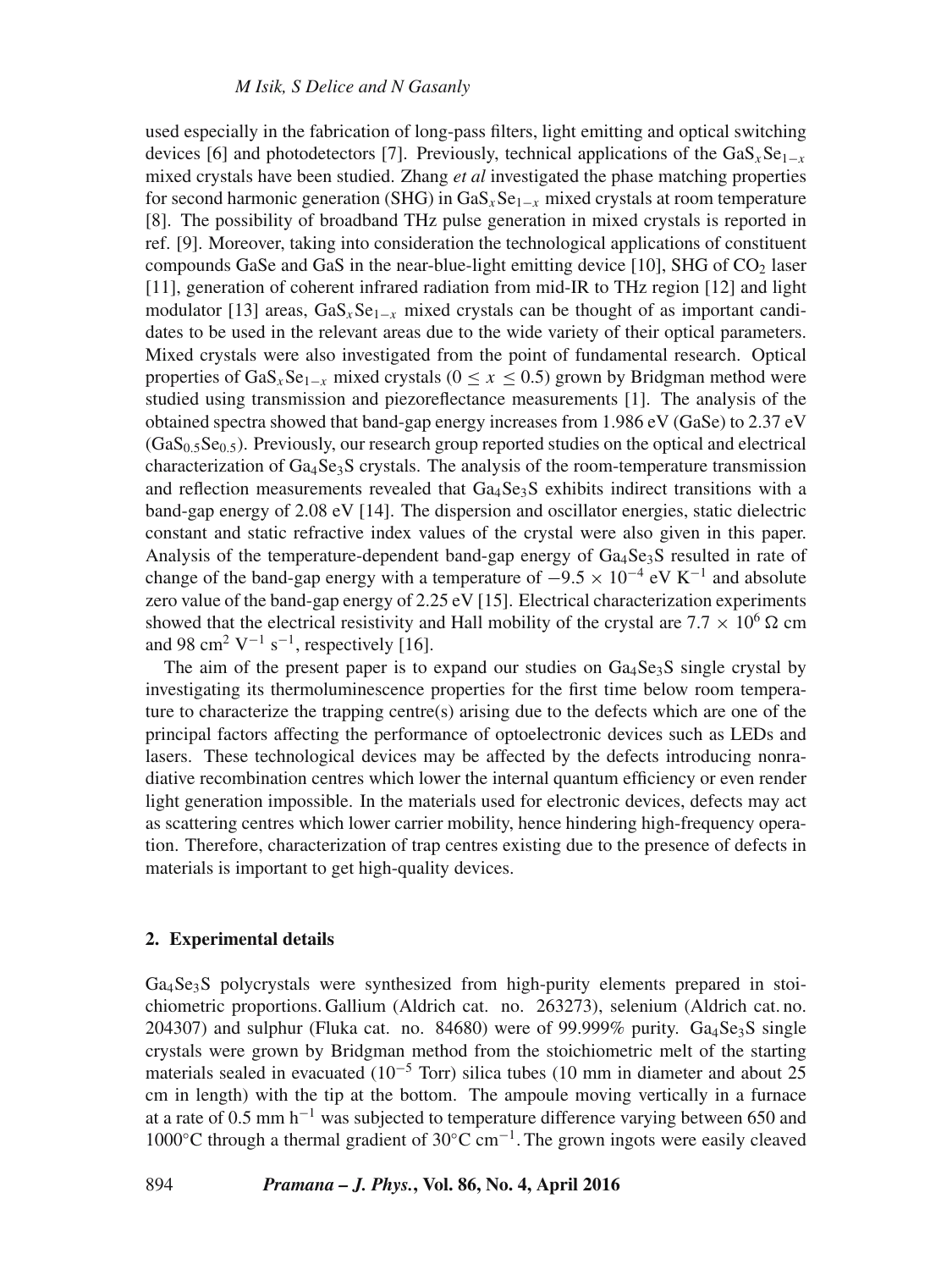used especially in the fabrication of long-pass filters, light emitting and optical switching devices [6] and photodetectors [7]. Previously, technical applications of the $GaS_xSe_{1-x}$ mixed crystals have been studied. Zhang *et al* investigated the phase matching properties for second harmonic generation (SHG) in $GaS_xSe_{1-x}$ mixed crystals at room temperature [8]. The possibility of broadband THz pulse generation in mixed crystals is reported in ref. [9]. Moreover, taking into consideration the technological applications of constituent compounds GaSe and GaS in the near-blue-light emitting device [10], SHG of $CO_2$ laser [11], generation of coherent infrared radiation from mid-IR to THz region [12] and light modulator [13] areas, $GaS_xSe_{1-x}$ mixed crystals can be thought of as important candidates to be used in the relevant areas due to the wide variety of their optical parameters. Mixed crystals were also investigated from the point of fundamental research. Optical properties of $GaS_xSe_{1-x}$ mixed crystals ($0 \leq x \leq 0.5$) grown by Bridgman method were studied using transmission and piezoreflectance measurements [1]. The analysis of the obtained spectra showed that band-gap energy increases from 1.986 eV (GaSe) to 2.37 eV ($GaS_{0.5}Se_{0.5}$). Previously, our research group reported studies on the optical and electrical characterization of $Ga_4Se_3S$ crystals. The analysis of the room-temperature transmission and reflection measurements revealed that $Ga_4Se_3S$ exhibits indirect transitions with a band-gap energy of 2.08 eV [14]. The dispersion and oscillator energies, static dielectric constant and static refractive index values of the crystal were also given in this paper. Analysis of the temperature-dependent band-gap energy of $Ga_4Se_3S$ resulted in rate of change of the band-gap energy with a temperature of $-9.5 \times 10^{-4}$ eV $K^{-1}$ and absolute zero value of the band-gap energy of 2.25 eV [15]. Electrical characterization experiments showed that the electrical resistivity and Hall mobility of the crystal are $7.7 \times 10^6$ $\Omega$ cm and 98 $cm^2$ $V^{-1}$ $s^{-1}$, respectively [16].

The aim of the present paper is to expand our studies on $Ga_4Se_3S$ single crystal by investigating its thermoluminescence properties for the first time below room temperature to characterize the trapping centre(s) arising due to the defects which are one of the principal factors affecting the performance of optoelectronic devices such as LEDs and lasers. These technological devices may be affected by the defects introducing nonradiative recombination centres which lower the internal quantum efficiency or even render light generation impossible. In the materials used for electronic devices, defects may act as scattering centres which lower carrier mobility, hence hindering high-frequency operation. Therefore, characterization of trap centres existing due to the presence of defects in materials is important to get high-quality devices.

## 2. Experimental details

$Ga_4Se_3S$ polycrystals were synthesized from high-purity elements prepared in stoichiometric proportions. Gallium (Aldrich cat. no. 263273), selenium (Aldrich cat. no. 204307) and sulphur (Fluka cat. no. 84680) were of 99.999% purity. $Ga_4Se_3S$ single crystals were grown by Bridgman method from the stoichiometric melt of the starting materials sealed in evacuated ($10^{-5}$ Torr) silica tubes (10 mm in diameter and about 25 cm in length) with the tip at the bottom. The ampoule moving vertically in a furnace at a rate of 0.5 mm $h^{-1}$ was subjected to temperature difference varying between 650 and 1000°C through a thermal gradient of 30°C $cm^{-1}$. The grown ingots were easily cleaved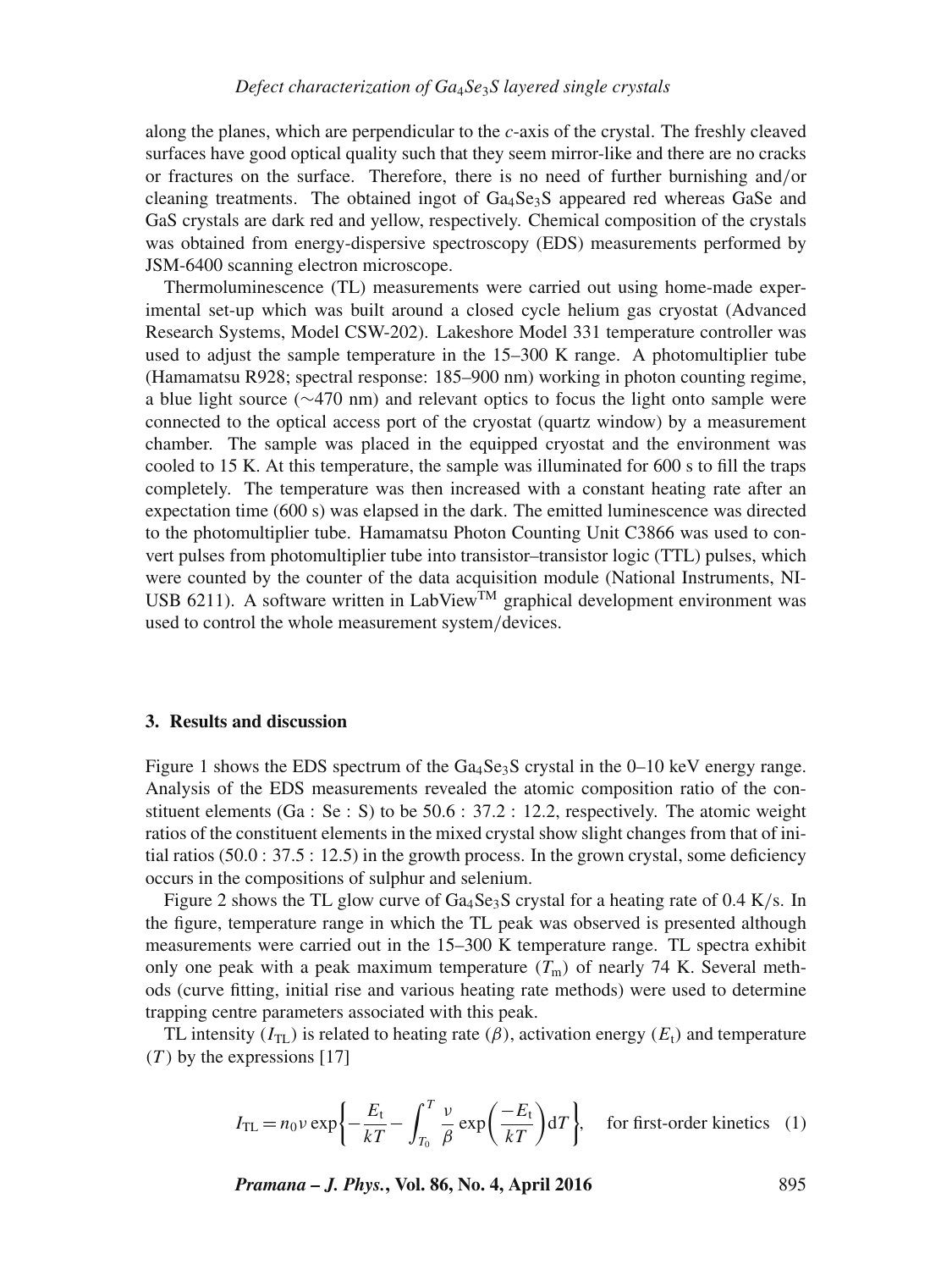along the planes, which are perpendicular to the $c$-axis of the crystal. The freshly cleaved surfaces have good optical quality such that they seem mirror-like and there are no cracks or fractures on the surface. Therefore, there is no need of further burnishing and/or cleaning treatments. The obtained ingot of $Ga_4Se_3S$ appeared red whereas GaSe and GaS crystals are dark red and yellow, respectively. Chemical composition of the crystals was obtained from energy-dispersive spectroscopy (EDS) measurements performed by JSM-6400 scanning electron microscope.

Thermoluminescence (TL) measurements were carried out using home-made experimental set-up which was built around a closed cycle helium gas cryostat (Advanced Research Systems, Model CSW-202). Lakeshore Model 331 temperature controller was used to adjust the sample temperature in the 15–300 K range. A photomultiplier tube (Hamamatsu R928; spectral response: 185–900 nm) working in photon counting regime, a blue light source (∼470 nm) and relevant optics to focus the light onto sample were connected to the optical access port of the cryostat (quartz window) by a measurement chamber. The sample was placed in the equipped cryostat and the environment was cooled to 15 K. At this temperature, the sample was illuminated for 600 s to fill the traps completely. The temperature was then increased with a constant heating rate after an expectation time (600 s) was elapsed in the dark. The emitted luminescence was directed to the photomultiplier tube. Hamamatsu Photon Counting Unit C3866 was used to convert pulses from photomultiplier tube into transistor–transistor logic (TTL) pulses, which were counted by the counter of the data acquisition module (National Instruments, NI-USB 6211). A software written in LabView™ graphical development environment was used to control the whole measurement system/devices.

## 3. Results and discussion

Figure 1 shows the EDS spectrum of the $Ga_4Se_3S$ crystal in the 0–10 keV energy range. Analysis of the EDS measurements revealed the atomic composition ratio of the constituent elements (Ga : Se : S) to be 50.6 : 37.2 : 12.2, respectively. The atomic weight ratios of the constituent elements in the mixed crystal show slight changes from that of initial ratios (50.0 : 37.5 : 12.5) in the growth process. In the grown crystal, some deficiency occurs in the compositions of sulphur and selenium.

Figure 2 shows the TL glow curve of $Ga_4Se_3S$ crystal for a heating rate of 0.4 K/s. In the figure, temperature range in which the TL peak was observed is presented although measurements were carried out in the 15–300 K temperature range. TL spectra exhibit only one peak with a peak maximum temperature ($T_m$) of nearly 74 K. Several methods (curve fitting, initial rise and various heating rate methods) were used to determine trapping centre parameters associated with this peak.

TL intensity ($I_{TL}$) is related to heating rate ($\beta$), activation energy ($E_t$) and temperature ($T$) by the expressions [17]

$$I_{TL} = n_0 \nu \exp\left\{-\frac{E_t}{kT} - \int_{T_0}^{T} \frac{\nu}{\beta} \exp\left(\frac{-E_t}{kT}\right) dT\right\}, \quad \text{for first-order kinetics} \quad (1)$$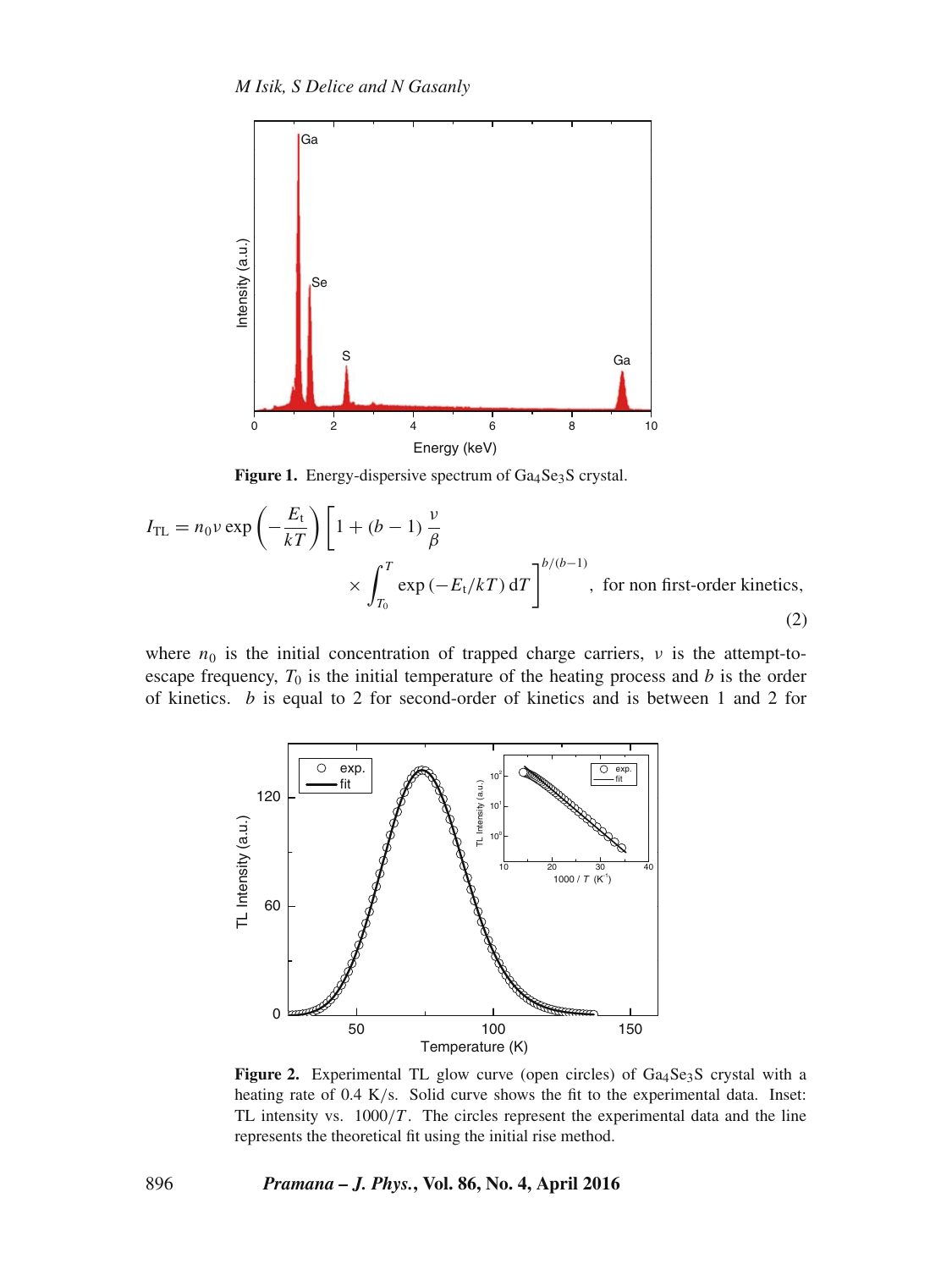**Figure 1.** Energy-dispersive spectrum of $Ga_4Se_3S$ crystal.

$$I_{\mathrm{TL}} = n_0 \nu \exp\left(-\frac{E_{\mathrm{t}}}{kT}\right)\left[1 + (b-1)\frac{\nu}{\beta} \times \int_{T_0}^{T} \exp\left(-E_{\mathrm{t}}/kT\right) \mathrm{d}T\right]^{b/(b-1)}, \quad \text{for non first-order kinetics,} \tag{2}$$

where $n_0$ is the initial concentration of trapped charge carriers, $\nu$ is the attempt-to-escape frequency, $T_0$ is the initial temperature of the heating process and $b$ is the order of kinetics. $b$ is equal to 2 for second-order of kinetics and is between 1 and 2 for

**Figure 2.** Experimental TL glow curve (open circles) of $Ga_4Se_3S$ crystal with a heating rate of 0.4 K/s. Solid curve shows the fit to the experimental data. Inset: TL intensity vs. $1000/T$. The circles represent the experimental data and the line represents the theoretical fit using the initial rise method.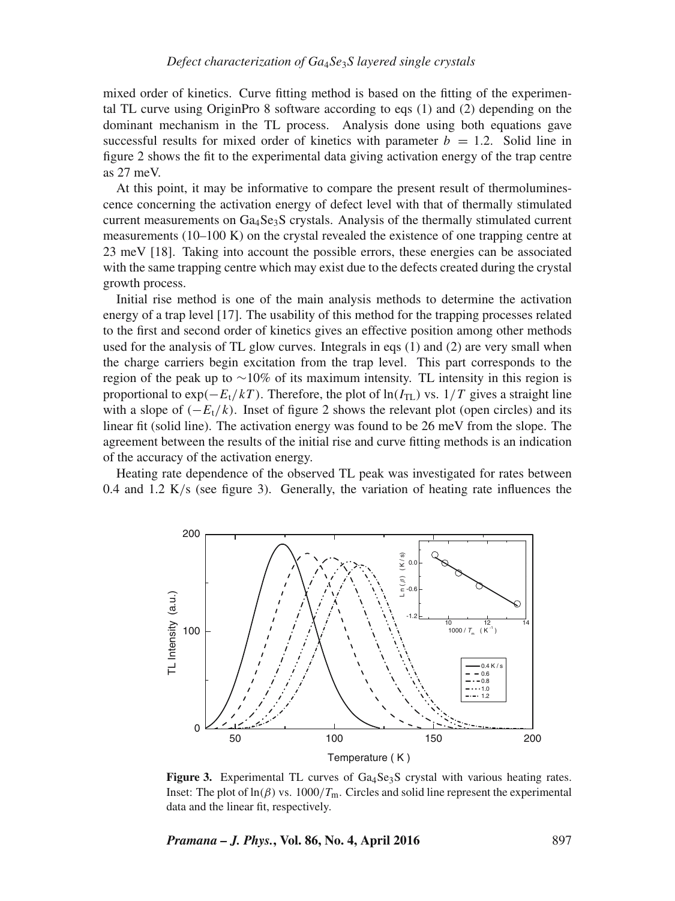mixed order of kinetics. Curve fitting method is based on the fitting of the experimental TL curve using OriginPro 8 software according to eqs (1) and (2) depending on the dominant mechanism in the TL process. Analysis done using both equations gave successful results for mixed order of kinetics with parameter $b = 1.2$. Solid line in figure 2 shows the fit to the experimental data giving activation energy of the trap centre as 27 meV.

At this point, it may be informative to compare the present result of thermoluminescence concerning the activation energy of defect level with that of thermally stimulated current measurements on $Ga_4Se_3S$ crystals. Analysis of the thermally stimulated current measurements (10–100 K) on the crystal revealed the existence of one trapping centre at 23 meV [18]. Taking into account the possible errors, these energies can be associated with the same trapping centre which may exist due to the defects created during the crystal growth process.

Initial rise method is one of the main analysis methods to determine the activation energy of a trap level [17]. The usability of this method for the trapping processes related to the first and second order of kinetics gives an effective position among other methods used for the analysis of TL glow curves. Integrals in eqs (1) and (2) are very small when the charge carriers begin excitation from the trap level. This part corresponds to the region of the peak up to $\sim$10% of its maximum intensity. TL intensity in this region is proportional to $\exp(-E_t/kT)$. Therefore, the plot of $\ln(I_{TL})$ vs. $1/T$ gives a straight line with a slope of $(-E_t/k)$. Inset of figure 2 shows the relevant plot (open circles) and its linear fit (solid line). The activation energy was found to be 26 meV from the slope. The agreement between the results of the initial rise and curve fitting methods is an indication of the accuracy of the activation energy.

Heating rate dependence of the observed TL peak was investigated for rates between 0.4 and 1.2 K/s (see figure 3). Generally, the variation of heating rate influences the

**Figure 3.** Experimental TL curves of $Ga_4Se_3S$ crystal with various heating rates. Inset: The plot of $\ln(\beta)$ vs. $1000/T_m$. Circles and solid line represent the experimental data and the linear fit, respectively.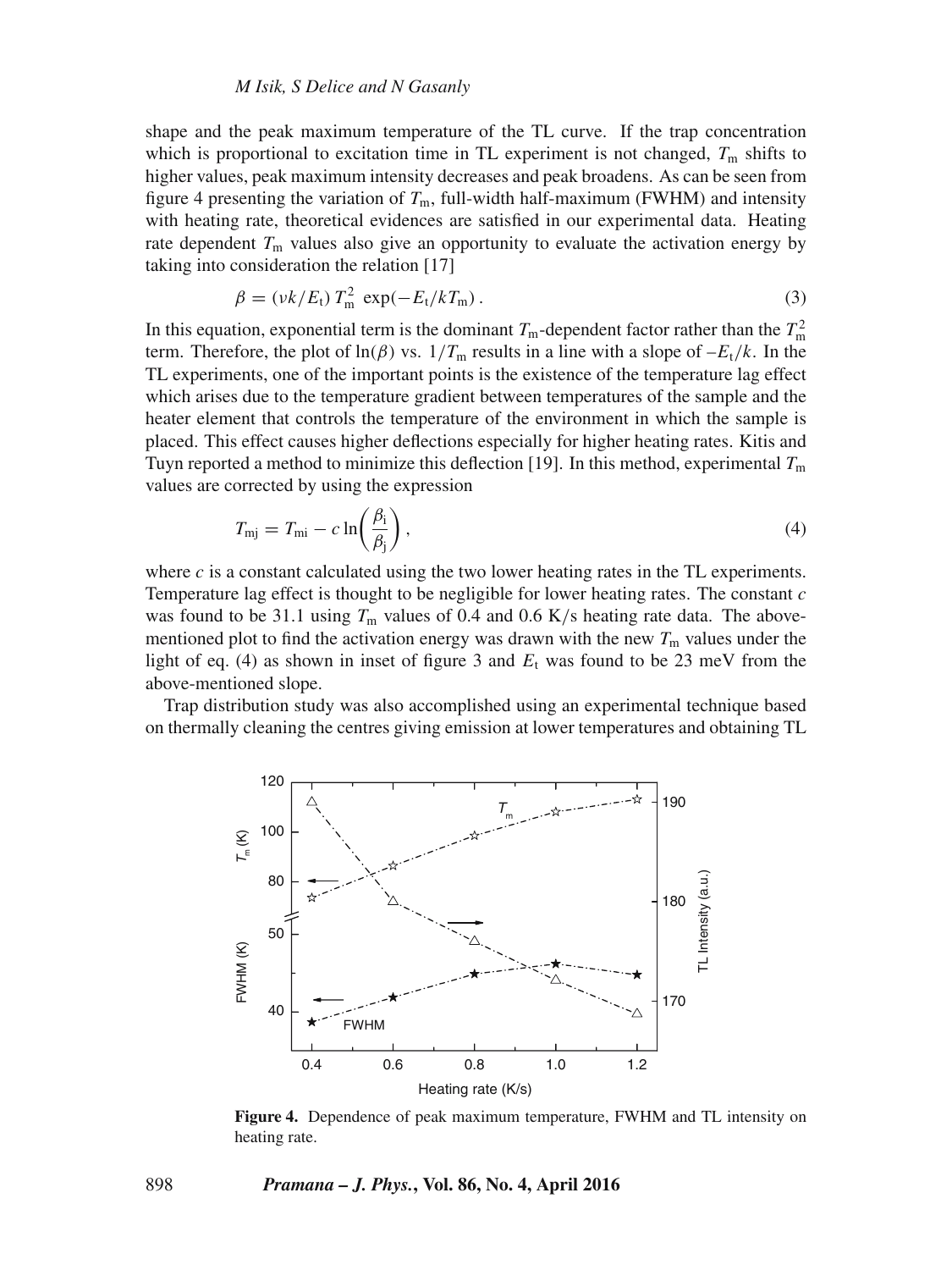shape and the peak maximum temperature of the TL curve. If the trap concentration which is proportional to excitation time in TL experiment is not changed, $T_m$ shifts to higher values, peak maximum intensity decreases and peak broadens. As can be seen from figure 4 presenting the variation of $T_m$, full-width half-maximum (FWHM) and intensity with heating rate, theoretical evidences are satisfied in our experimental data. Heating rate dependent $T_m$ values also give an opportunity to evaluate the activation energy by taking into consideration the relation [17]

$$\beta = (\nu k/E_t)\, T_m^2 \, \exp(-E_t/kT_m)\,. \tag{3}$$

In this equation, exponential term is the dominant $T_m$-dependent factor rather than the $T_m^2$ term. Therefore, the plot of $\ln(\beta)$ vs. $1/T_m$ results in a line with a slope of $-E_t/k$. In the TL experiments, one of the important points is the existence of the temperature lag effect which arises due to the temperature gradient between temperatures of the sample and the heater element that controls the temperature of the environment in which the sample is placed. This effect causes higher deflections especially for higher heating rates. Kitis and Tuyn reported a method to minimize this deflection [19]. In this method, experimental $T_m$ values are corrected by using the expression

$$T_{mj} = T_{mi} - c \ln\left(\frac{\beta_i}{\beta_j}\right), \tag{4}$$

where $c$ is a constant calculated using the two lower heating rates in the TL experiments. Temperature lag effect is thought to be negligible for lower heating rates. The constant $c$ was found to be 31.1 using $T_m$ values of 0.4 and 0.6 K/s heating rate data. The above-mentioned plot to find the activation energy was drawn with the new $T_m$ values under the light of eq. (4) as shown in inset of figure 3 and $E_t$ was found to be 23 meV from the above-mentioned slope.

Trap distribution study was also accomplished using an experimental technique based on thermally cleaning the centres giving emission at lower temperatures and obtaining TL

**Figure 4.** Dependence of peak maximum temperature, FWHM and TL intensity on heating rate.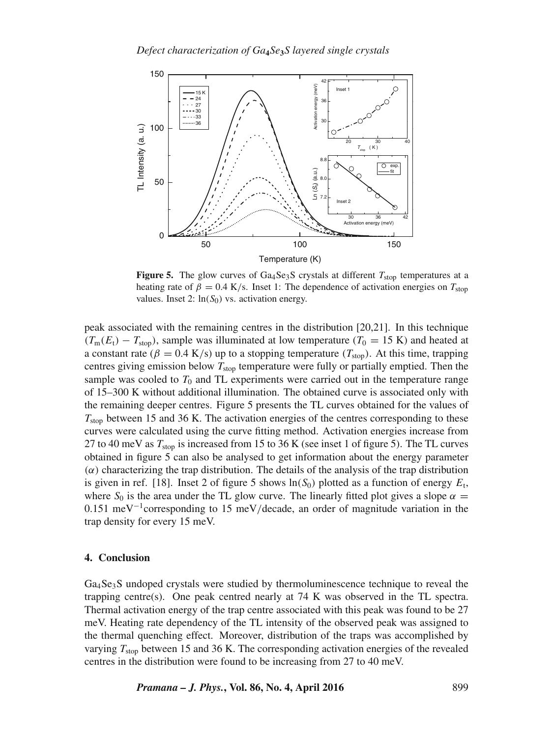**Figure 5.** The glow curves of $Ga_4Se_3S$ crystals at different $T_{stop}$ temperatures at a heating rate of $\beta = 0.4$ K/s. Inset 1: The dependence of activation energies on $T_{stop}$ values. Inset 2: $\ln(S_0)$ vs. activation energy.

peak associated with the remaining centres in the distribution [20,21]. In this technique $(T_m(E_t) - T_{stop})$, sample was illuminated at low temperature ($T_0 = 15$ K) and heated at a constant rate ($\beta = 0.4$ K/s) up to a stopping temperature ($T_{stop}$). At this time, trapping centres giving emission below $T_{stop}$ temperature were fully or partially emptied. Then the sample was cooled to $T_0$ and TL experiments were carried out in the temperature range of 15–300 K without additional illumination. The obtained curve is associated only with the remaining deeper centres. Figure 5 presents the TL curves obtained for the values of $T_{stop}$ between 15 and 36 K. The activation energies of the centres corresponding to these curves were calculated using the curve fitting method. Activation energies increase from 27 to 40 meV as $T_{stop}$ is increased from 15 to 36 K (see inset 1 of figure 5). The TL curves obtained in figure 5 can also be analysed to get information about the energy parameter ($\alpha$) characterizing the trap distribution. The details of the analysis of the trap distribution is given in ref. [18]. Inset 2 of figure 5 shows $\ln(S_0)$ plotted as a function of energy $E_t$, where $S_0$ is the area under the TL glow curve. The linearly fitted plot gives a slope $\alpha = 0.151$ meV$^{-1}$corresponding to 15 meV/decade, an order of magnitude variation in the trap density for every 15 meV.

## 4. Conclusion

$Ga_4Se_3S$ undoped crystals were studied by thermoluminescence technique to reveal the trapping centre(s). One peak centred nearly at 74 K was observed in the TL spectra. Thermal activation energy of the trap centre associated with this peak was found to be 27 meV. Heating rate dependency of the TL intensity of the observed peak was assigned to the thermal quenching effect. Moreover, distribution of the traps was accomplished by varying $T_{stop}$ between 15 and 36 K. The corresponding activation energies of the revealed centres in the distribution were found to be increasing from 27 to 40 meV.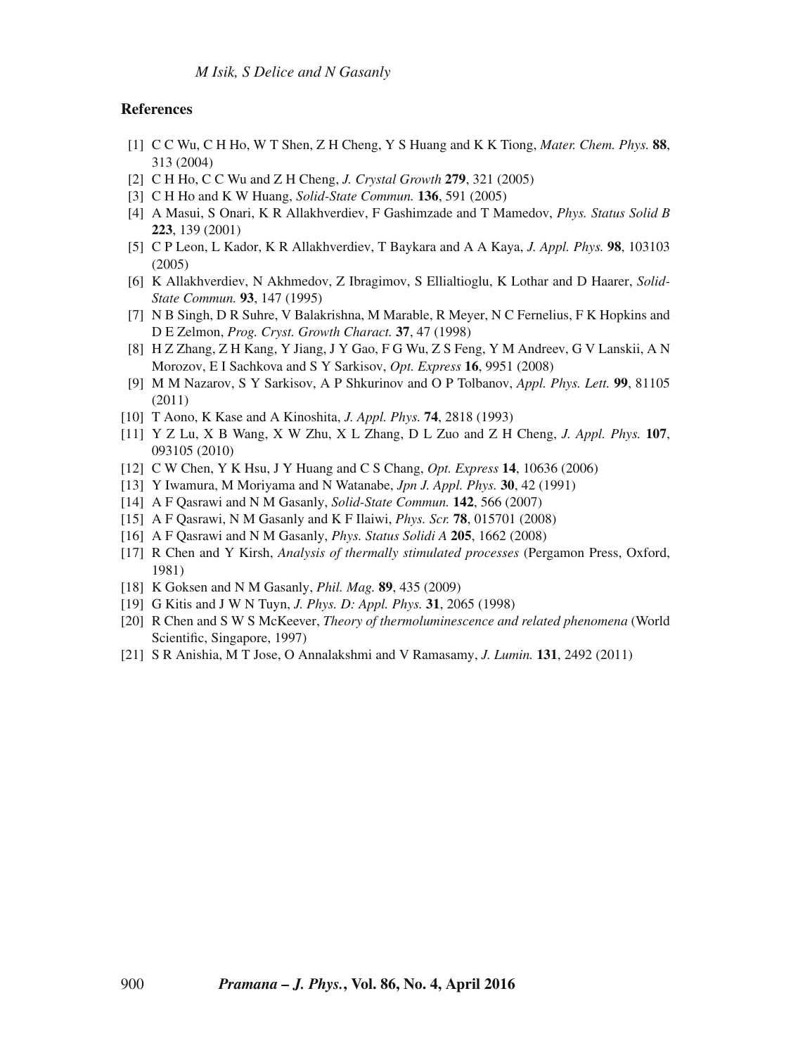## References

[1] C C Wu, C H Ho, W T Shen, Z H Cheng, Y S Huang and K K Tiong, *Mater. Chem. Phys.* **88**, 313 (2004)

[2] C H Ho, C C Wu and Z H Cheng, *J. Crystal Growth* **279**, 321 (2005)

[3] C H Ho and K W Huang, *Solid-State Commun.* **136**, 591 (2005)

[4] A Masui, S Onari, K R Allakhverdiev, F Gashimzade and T Mamedov, *Phys. Status Solid B* **223**, 139 (2001)

[5] C P Leon, L Kador, K R Allakhverdiev, T Baykara and A A Kaya, *J. Appl. Phys.* **98**, 103103 (2005)

[6] K Allakhverdiev, N Akhmedov, Z Ibragimov, S Ellialtioglu, K Lothar and D Haarer, *Solid-State Commun.* **93**, 147 (1995)

[7] N B Singh, D R Suhre, V Balakrishna, M Marable, R Meyer, N C Fernelius, F K Hopkins and D E Zelmon, *Prog. Cryst. Growth Charact.* **37**, 47 (1998)

[8] H Z Zhang, Z H Kang, Y Jiang, J Y Gao, F G Wu, Z S Feng, Y M Andreev, G V Lanskii, A N Morozov, E I Sachkova and S Y Sarkisov, *Opt. Express* **16**, 9951 (2008)

[9] M M Nazarov, S Y Sarkisov, A P Shkurinov and O P Tolbanov, *Appl. Phys. Lett.* **99**, 81105 (2011)

[10] T Aono, K Kase and A Kinoshita, *J. Appl. Phys.* **74**, 2818 (1993)

[11] Y Z Lu, X B Wang, X W Zhu, X L Zhang, D L Zuo and Z H Cheng, *J. Appl. Phys.* **107**, 093105 (2010)

[12] C W Chen, Y K Hsu, J Y Huang and C S Chang, *Opt. Express* **14**, 10636 (2006)

[13] Y Iwamura, M Moriyama and N Watanabe, *Jpn J. Appl. Phys.* **30**, 42 (1991)

[14] A F Qasrawi and N M Gasanly, *Solid-State Commun.* **142**, 566 (2007)

[15] A F Qasrawi, N M Gasanly and K F Ilaiwi, *Phys. Scr.* **78**, 015701 (2008)

[16] A F Qasrawi and N M Gasanly, *Phys. Status Solidi A* **205**, 1662 (2008)

[17] R Chen and Y Kirsh, *Analysis of thermally stimulated processes* (Pergamon Press, Oxford, 1981)

[18] K Goksen and N M Gasanly, *Phil. Mag.* **89**, 435 (2009)

[19] G Kitis and J W N Tuyn, *J. Phys. D: Appl. Phys.* **31**, 2065 (1998)

[20] R Chen and S W S McKeever, *Theory of thermoluminescence and related phenomena* (World Scientific, Singapore, 1997)

[21] S R Anishia, M T Jose, O Annalakshmi and V Ramasamy, *J. Lumin.* **131**, 2492 (2011)